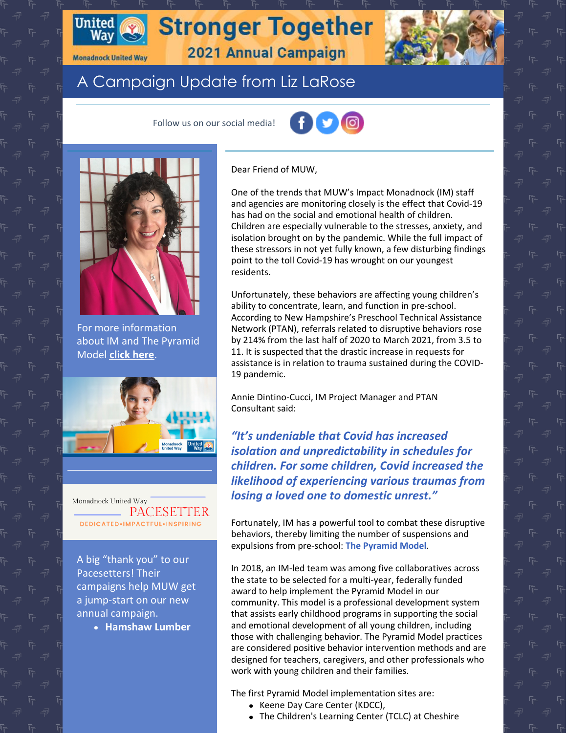# Stronger Together

## 2021 Annual Campaign

Monadnock United Way

# A Campaign Update from Liz LaRose

Follow us on our social media!

For more information about IM and The Pyramid Model **click here**.

Monadnock United Way PACESETTER

DEDICATED•IMPACTFUL•INSPIRING

A big "thank you" to our Pacesetters! Their campaigns help MUW get a jump-start on our new annual campaign.

- **Hamshaw Lumber**

Dear Friend of MUW,

One of the trends that MUW's Impact Monadnock (IM) staff and agencies are monitoring closely is the effect that Covid-19 has had on the social and emotional health of children. Children are especially vulnerable to the stresses, anxiety, and isolation brought on by the pandemic. While the full impact of these stressors in not yet fully known, a few disturbing findings point to the toll Covid-19 has wrought on our youngest residents.

Unfortunately, these behaviors are affecting young children's ability to concentrate, learn, and function in pre-school. According to New Hampshire's Preschool Technical Assistance Network (PTAN), referrals related to disruptive behaviors rose by 214% from the last half of 2020 to March 2021, from 3.5 to 11. It is suspected that the drastic increase in requests for assistance is in relation to trauma sustained during the COVID-19 pandemic.

Annie Dintino-Cucci, IM Project Manager and PTAN Consultant said:

***"It's undeniable that Covid has increased isolation and unpredictability in schedules for children. For some children, Covid increased the likelihood of experiencing various traumas from losing a loved one to domestic unrest."***

Fortunately, IM has a powerful tool to combat these disruptive behaviors, thereby limiting the number of suspensions and expulsions from pre-school: **The Pyramid Model**.

In 2018, an IM-led team was among five collaboratives across the state to be selected for a multi-year, federally funded award to help implement the Pyramid Model in our community. This model is a professional development system that assists early childhood programs in supporting the social and emotional development of all young children, including those with challenging behavior. The Pyramid Model practices are considered positive behavior intervention methods and are designed for teachers, caregivers, and other professionals who work with young children and their families.

The first Pyramid Model implementation sites are:

- Keene Day Care Center (KDCC),
- The Children's Learning Center (TCLC) at Cheshire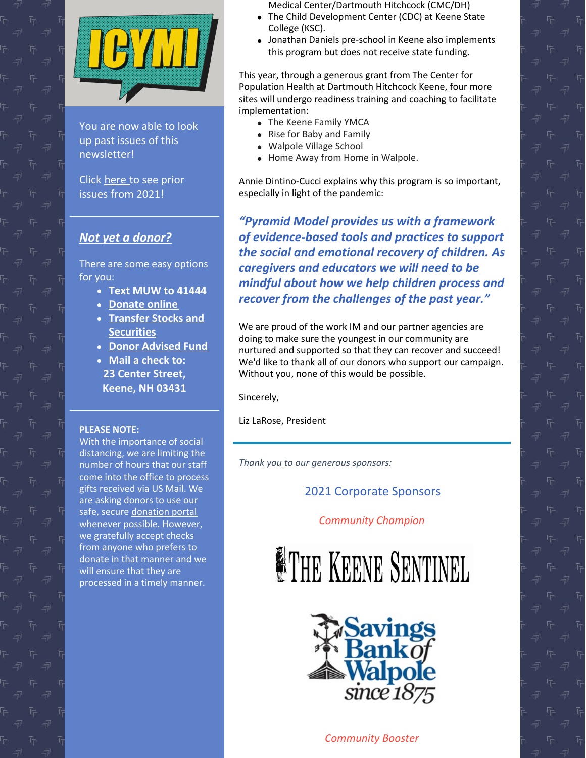ICYMI

You are now able to look up past issues of this newsletter!

Click here to see prior issues from 2021!

---

***Not yet a donor?***

There are some easy options for you:

- **Text MUW to 41444**
- **Donate online**
- **Transfer Stocks and Securities**
- **Donor Advised Fund**
- **Mail a check to: 23 Center Street, Keene, NH 03431**

---

**PLEASE NOTE:**
With the importance of social distancing, we are limiting the number of hours that our staff come into the office to process gifts received via US Mail. We are asking donors to use our safe, secure donation portal whenever possible. However, we gratefully accept checks from anyone who prefers to donate in that manner and we will ensure that they are processed in a timely manner.

Medical Center/Dartmouth Hitchcock (CMC/DH)

- The Child Development Center (CDC) at Keene State College (KSC).
- Jonathan Daniels pre-school in Keene also implements this program but does not receive state funding.

This year, through a generous grant from The Center for Population Health at Dartmouth Hitchcock Keene, four more sites will undergo readiness training and coaching to facilitate implementation:

- The Keene Family YMCA
- Rise for Baby and Family
- Walpole Village School
- Home Away from Home in Walpole.

Annie Dintino-Cucci explains why this program is so important, especially in light of the pandemic:

***"Pyramid Model provides us with a framework of evidence-based tools and practices to support the social and emotional recovery of children. As caregivers and educators we will need to be mindful about how we help children process and recover from the challenges of the past year."***

We are proud of the work IM and our partner agencies are doing to make sure the youngest in our community are nurtured and supported so that they can recover and succeed! We'd like to thank all of our donors who support our campaign. Without you, none of this would be possible.

Sincerely,

Liz LaRose, President

---

*Thank you to our generous sponsors:*

2021 Corporate Sponsors

*Community Champion*

The Keene Sentinel

Savings Bank of Walpole since 1875

*Community Booster*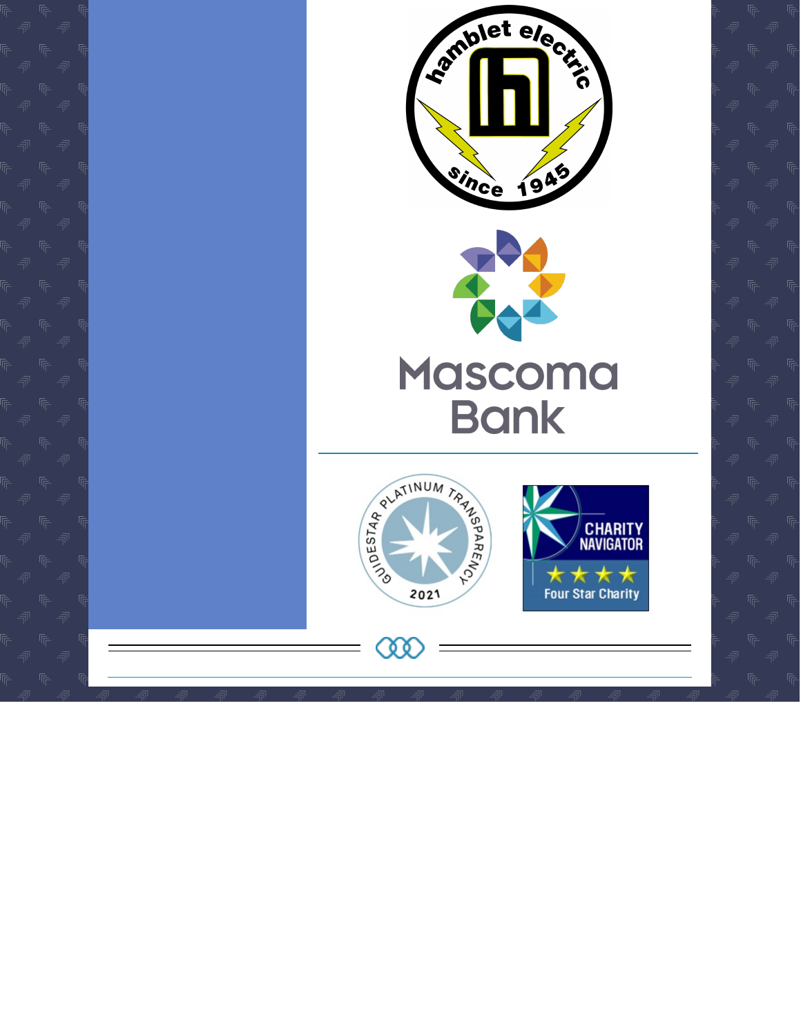hamblet electric

since 1945

Mascoma Bank

GUIDESTAR PLATINUM TRANSPARENCY 2021

CHARITY NAVIGATOR

Four Star Charity